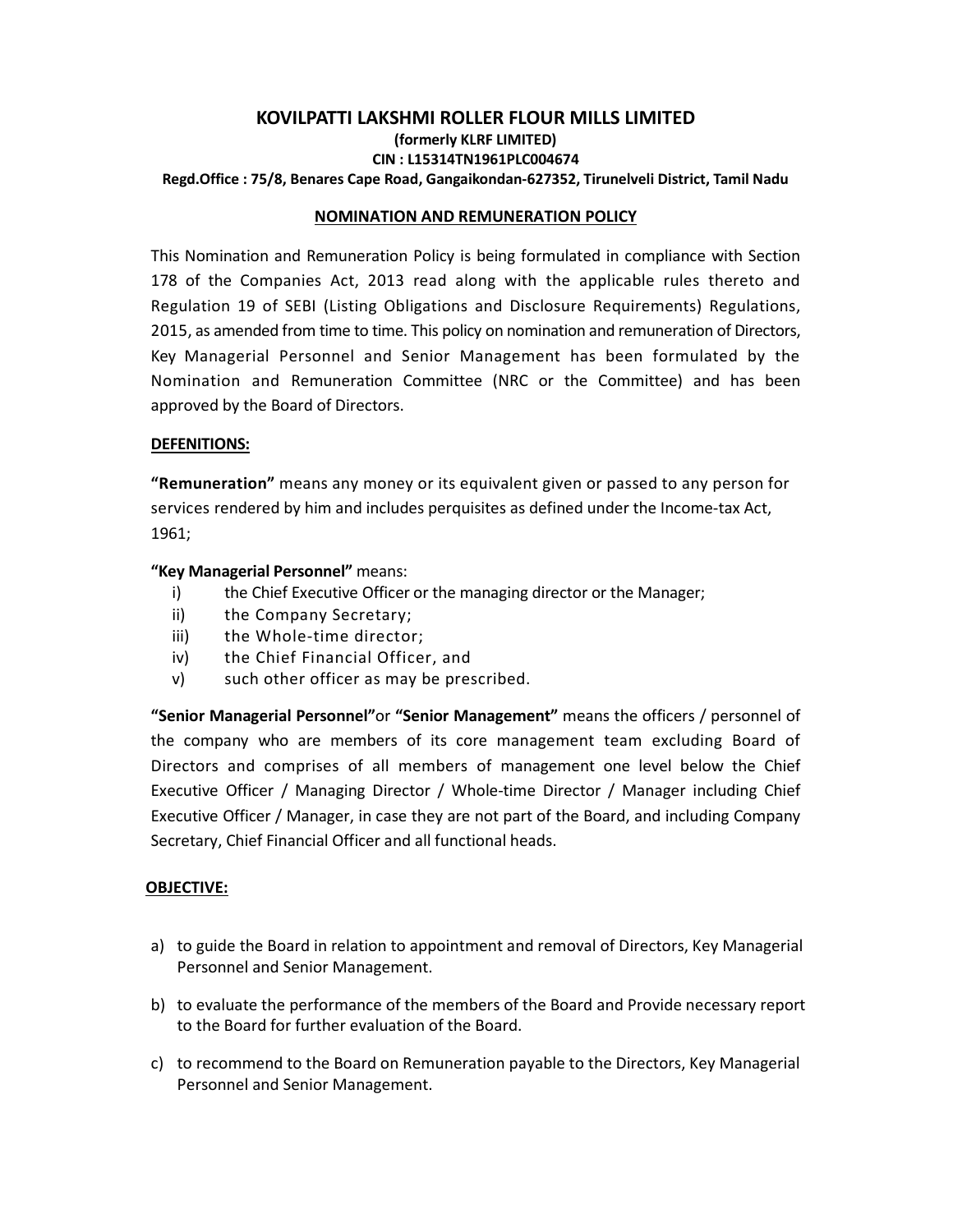# KOVILPATTI LAKSHMI ROLLER FLOUR MILLS LIMITED

**(formerly KLRF LIMITED)**

**CIN : L15314TN1961PLC004674**

**Regd.Office : 75/8, Benares Cape Road, Gangaikondan-627352, Tirunelveli District, Tamil Nadu**

## NOMINATION AND REMUNERATION POLICY

This Nomination and Remuneration Policy is being formulated in compliance with Section 178 of the Companies Act, 2013 read along with the applicable rules thereto and Regulation 19 of SEBI (Listing Obligations and Disclosure Requirements) Regulations, 2015, as amended from time to time. This policy on nomination and remuneration of Directors, Key Managerial Personnel and Senior Management has been formulated by the Nomination and Remuneration Committee (NRC or the Committee) and has been approved by the Board of Directors.

### DEFENITIONS:

**"Remuneration"** means any money or its equivalent given or passed to any person for services rendered by him and includes perquisites as defined under the Income-tax Act, 1961;

**"Key Managerial Personnel"** means:

i) the Chief Executive Officer or the managing director or the Manager;

ii) the Company Secretary;

iii) the Whole-time director;

iv) the Chief Financial Officer, and

v) such other officer as may be prescribed.

**"Senior Managerial Personnel"**or **"Senior Management"** means the officers / personnel of the company who are members of its core management team excluding Board of Directors and comprises of all members of management one level below the Chief Executive Officer / Managing Director / Whole-time Director / Manager including Chief Executive Officer / Manager, in case they are not part of the Board, and including Company Secretary, Chief Financial Officer and all functional heads.

### OBJECTIVE:

a) to guide the Board in relation to appointment and removal of Directors, Key Managerial Personnel and Senior Management.

b) to evaluate the performance of the members of the Board and Provide necessary report to the Board for further evaluation of the Board.

c) to recommend to the Board on Remuneration payable to the Directors, Key Managerial Personnel and Senior Management.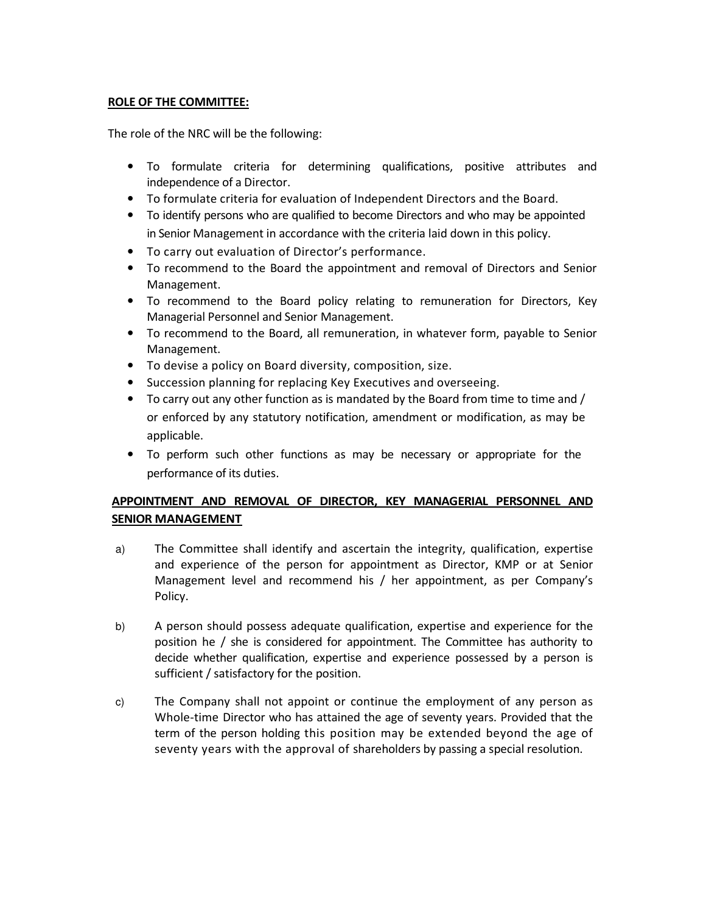**ROLE OF THE COMMITTEE:**

The role of the NRC will be the following:

- To formulate criteria for determining qualifications, positive attributes and independence of a Director.
- To formulate criteria for evaluation of Independent Directors and the Board.
- To identify persons who are qualified to become Directors and who may be appointed in Senior Management in accordance with the criteria laid down in this policy.
- To carry out evaluation of Director's performance.
- To recommend to the Board the appointment and removal of Directors and Senior Management.
- To recommend to the Board policy relating to remuneration for Directors, Key Managerial Personnel and Senior Management.
- To recommend to the Board, all remuneration, in whatever form, payable to Senior Management.
- To devise a policy on Board diversity, composition, size.
- Succession planning for replacing Key Executives and overseeing.
- To carry out any other function as is mandated by the Board from time to time and / or enforced by any statutory notification, amendment or modification, as may be applicable.
- To perform such other functions as may be necessary or appropriate for the performance of its duties.

**APPOINTMENT AND REMOVAL OF DIRECTOR, KEY MANAGERIAL PERSONNEL AND SENIOR MANAGEMENT**

a) The Committee shall identify and ascertain the integrity, qualification, expertise and experience of the person for appointment as Director, KMP or at Senior Management level and recommend his / her appointment, as per Company's Policy.

b) A person should possess adequate qualification, expertise and experience for the position he / she is considered for appointment. The Committee has authority to decide whether qualification, expertise and experience possessed by a person is sufficient / satisfactory for the position.

c) The Company shall not appoint or continue the employment of any person as Whole-time Director who has attained the age of seventy years. Provided that the term of the person holding this position may be extended beyond the age of seventy years with the approval of shareholders by passing a special resolution.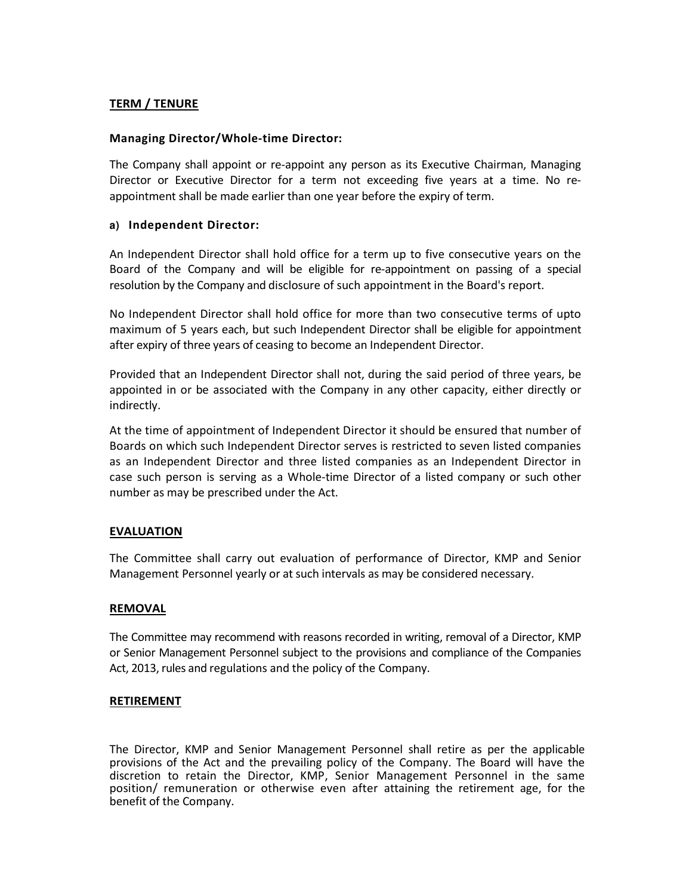## TERM / TENURE

**Managing Director/Whole-time Director:**

The Company shall appoint or re-appoint any person as its Executive Chairman, Managing Director or Executive Director for a term not exceeding five years at a time. No re-appointment shall be made earlier than one year before the expiry of term.

**a) Independent Director:**

An Independent Director shall hold office for a term up to five consecutive years on the Board of the Company and will be eligible for re-appointment on passing of a special resolution by the Company and disclosure of such appointment in the Board's report.

No Independent Director shall hold office for more than two consecutive terms of upto maximum of 5 years each, but such Independent Director shall be eligible for appointment after expiry of three years of ceasing to become an Independent Director.

Provided that an Independent Director shall not, during the said period of three years, be appointed in or be associated with the Company in any other capacity, either directly or indirectly.

At the time of appointment of Independent Director it should be ensured that number of Boards on which such Independent Director serves is restricted to seven listed companies as an Independent Director and three listed companies as an Independent Director in case such person is serving as a Whole-time Director of a listed company or such other number as may be prescribed under the Act.

## EVALUATION

The Committee shall carry out evaluation of performance of Director, KMP and Senior Management Personnel yearly or at such intervals as may be considered necessary.

## REMOVAL

The Committee may recommend with reasons recorded in writing, removal of a Director, KMP or Senior Management Personnel subject to the provisions and compliance of the Companies Act, 2013, rules and regulations and the policy of the Company.

## RETIREMENT

The Director, KMP and Senior Management Personnel shall retire as per the applicable provisions of the Act and the prevailing policy of the Company. The Board will have the discretion to retain the Director, KMP, Senior Management Personnel in the same position/ remuneration or otherwise even after attaining the retirement age, for the benefit of the Company.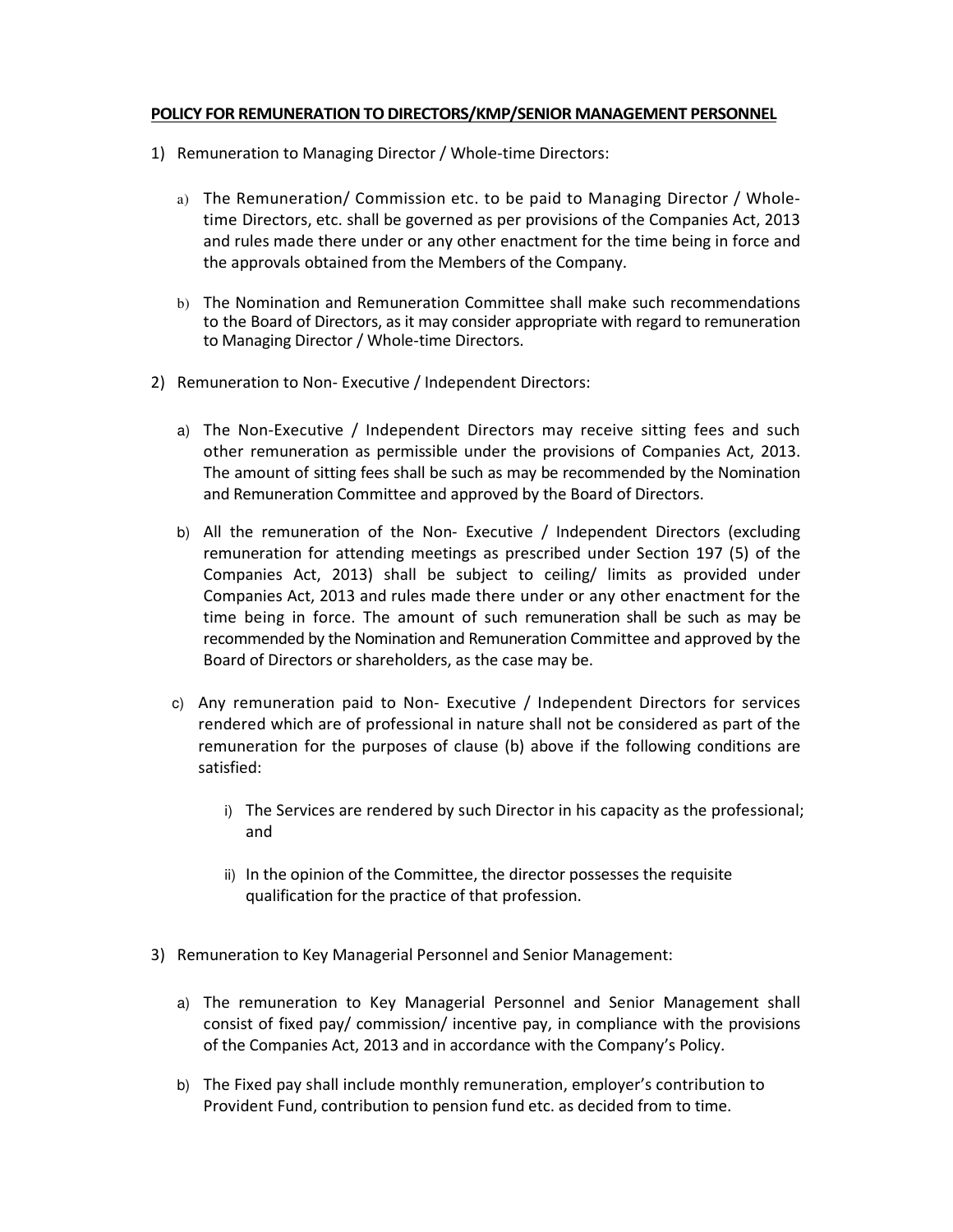**POLICY FOR REMUNERATION TO DIRECTORS/KMP/SENIOR MANAGEMENT PERSONNEL**

1) Remuneration to Managing Director / Whole-time Directors:

   a) The Remuneration/ Commission etc. to be paid to Managing Director / Whole-time Directors, etc. shall be governed as per provisions of the Companies Act, 2013 and rules made there under or any other enactment for the time being in force and the approvals obtained from the Members of the Company.

   b) The Nomination and Remuneration Committee shall make such recommendations to the Board of Directors, as it may consider appropriate with regard to remuneration to Managing Director / Whole-time Directors.

2) Remuneration to Non- Executive / Independent Directors:

   a) The Non-Executive / Independent Directors may receive sitting fees and such other remuneration as permissible under the provisions of Companies Act, 2013. The amount of sitting fees shall be such as may be recommended by the Nomination and Remuneration Committee and approved by the Board of Directors.

   b) All the remuneration of the Non- Executive / Independent Directors (excluding remuneration for attending meetings as prescribed under Section 197 (5) of the Companies Act, 2013) shall be subject to ceiling/ limits as provided under Companies Act, 2013 and rules made there under or any other enactment for the time being in force. The amount of such remuneration shall be such as may be recommended by the Nomination and Remuneration Committee and approved by the Board of Directors or shareholders, as the case may be.

   c) Any remuneration paid to Non- Executive / Independent Directors for services rendered which are of professional in nature shall not be considered as part of the remuneration for the purposes of clause (b) above if the following conditions are satisfied:

      i) The Services are rendered by such Director in his capacity as the professional; and

      ii) In the opinion of the Committee, the director possesses the requisite qualification for the practice of that profession.

3) Remuneration to Key Managerial Personnel and Senior Management:

   a) The remuneration to Key Managerial Personnel and Senior Management shall consist of fixed pay/ commission/ incentive pay, in compliance with the provisions of the Companies Act, 2013 and in accordance with the Company's Policy.

   b) The Fixed pay shall include monthly remuneration, employer's contribution to Provident Fund, contribution to pension fund etc. as decided from to time.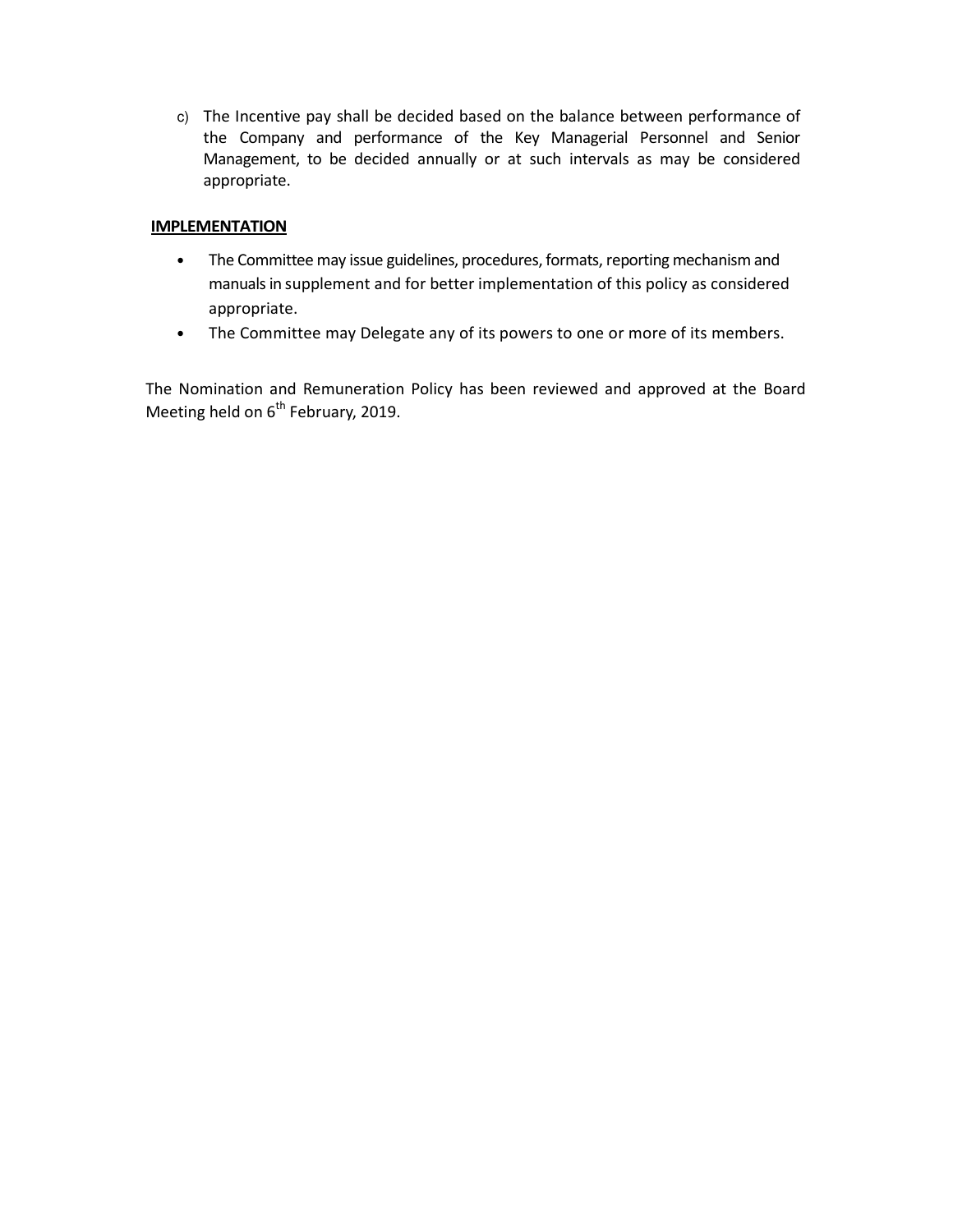c) The Incentive pay shall be decided based on the balance between performance of the Company and performance of the Key Managerial Personnel and Senior Management, to be decided annually or at such intervals as may be considered appropriate.

**IMPLEMENTATION**

- The Committee may issue guidelines, procedures, formats, reporting mechanism and manuals in supplement and for better implementation of this policy as considered appropriate.
- The Committee may Delegate any of its powers to one or more of its members.

The Nomination and Remuneration Policy has been reviewed and approved at the Board Meeting held on 6th February, 2019.